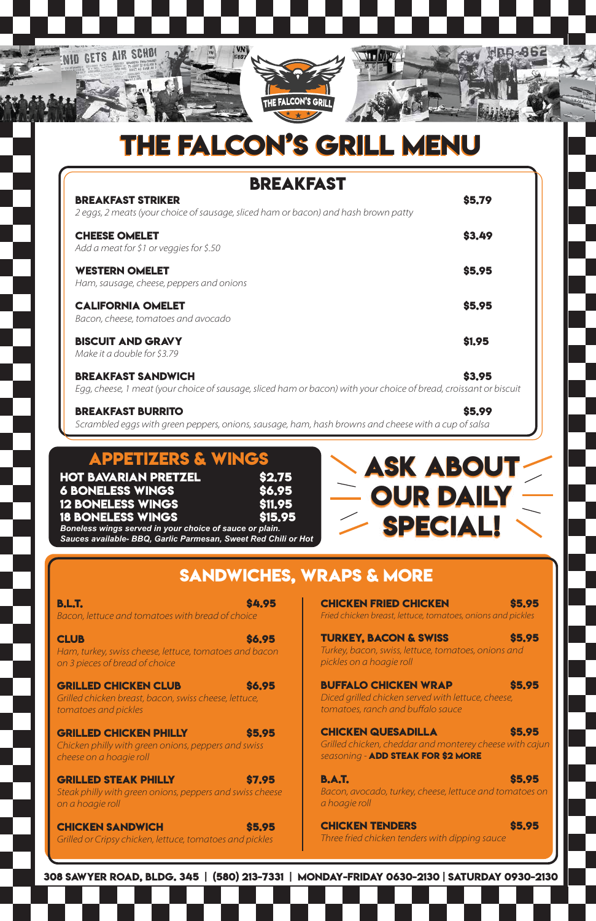# THE FALCON'S GRILL MENU

## BREAKFAST

**BREAKFAST STRIKER** — **$5.79**
*2 eggs, 2 meats (your choice of sausage, sliced ham or bacon) and hash brown patty*

**CHEESE OMELET** — **$3.49**
*Add a meat for $1 or veggies for $.50*

**WESTERN OMELET** — **$5.95**
*Ham, sausage, cheese, peppers and onions*

**CALIFORNIA OMELET** — **$5.95**
*Bacon, cheese, tomatoes and avocado*

**BISCUIT AND GRAVY** — **$1.95**
*Make it a double for $3.79*

**BREAKFAST SANDWICH** — **$3.95**
*Egg, cheese, 1 meat (your choice of sausage, sliced ham or bacon) with your choice of bread, croissant or biscuit*

**BREAKFAST BURRITO** — **$5.99**
*Scrambled eggs with green peppers, onions, sausage, ham, hash browns and cheese with a cup of salsa*

## APPETIZERS & WINGS

| Item | Price |
|---|---|
| HOT BAVARIAN PRETZEL | $2.75 |
| 6 BONELESS WINGS | $6.95 |
| 12 BONELESS WINGS | $11.95 |
| 18 BONELESS WINGS | $15.95 |

***Boneless wings served in your choice of sauce or plain.***
***Sauces available- BBQ, Garlic Parmesan, Sweet Red Chili or Hot***

**ASK ABOUT OUR DAILY SPECIAL!**

## SANDWICHES, WRAPS & MORE

**B.L.T.** — **$4.95**
*Bacon, lettuce and tomatoes with bread of choice*

**CLUB** — **$6.95**
*Ham, turkey, swiss cheese, lettuce, tomatoes and bacon on 3 pieces of bread of choice*

**GRILLED CHICKEN CLUB** — **$6.95**
*Grilled chicken breast, bacon, swiss cheese, lettuce, tomatoes and pickles*

**GRILLED CHICKEN PHILLY** — **$5.95**
*Chicken philly with green onions, peppers and swiss cheese on a hoagie roll*

**GRILLED STEAK PHILLY** — **$7.95**
*Steak philly with green onions, peppers and swiss cheese on a hoagie roll*

**CHICKEN SANDWICH** — **$5.95**
*Grilled or Cripsy chicken, lettuce, tomatoes and pickles*

**CHICKEN FRIED CHICKEN** — **$5.95**
*Fried chicken breast, lettuce, tomatoes, onions and pickles*

**TURKEY, BACON & SWISS** — **$5.95**
*Turkey, bacon, swiss, lettuce, tomatoes, onions and pickles on a hoagie roll*

**BUFFALO CHICKEN WRAP** — **$5.95**
*Diced grilled chicken served with lettuce, cheese, tomatoes, ranch and buffalo sauce*

**CHICKEN QUESADILLA** — **$5.95**
*Grilled chicken, cheddar and monterey cheese with cajun seasoning* - **ADD STEAK FOR $2 MORE**

**B.A.T.** — **$5.95**
*Bacon, avocado, turkey, cheese, lettuce and tomatoes on a hoagie roll*

**CHICKEN TENDERS** — **$5.95**
*Three fried chicken tenders with dipping sauce*

**308 SAWYER ROAD, BLDG. 345 | (580) 213-7331 | MONDAY-FRIDAY 0630-2130 | SATURDAY 0930-2130**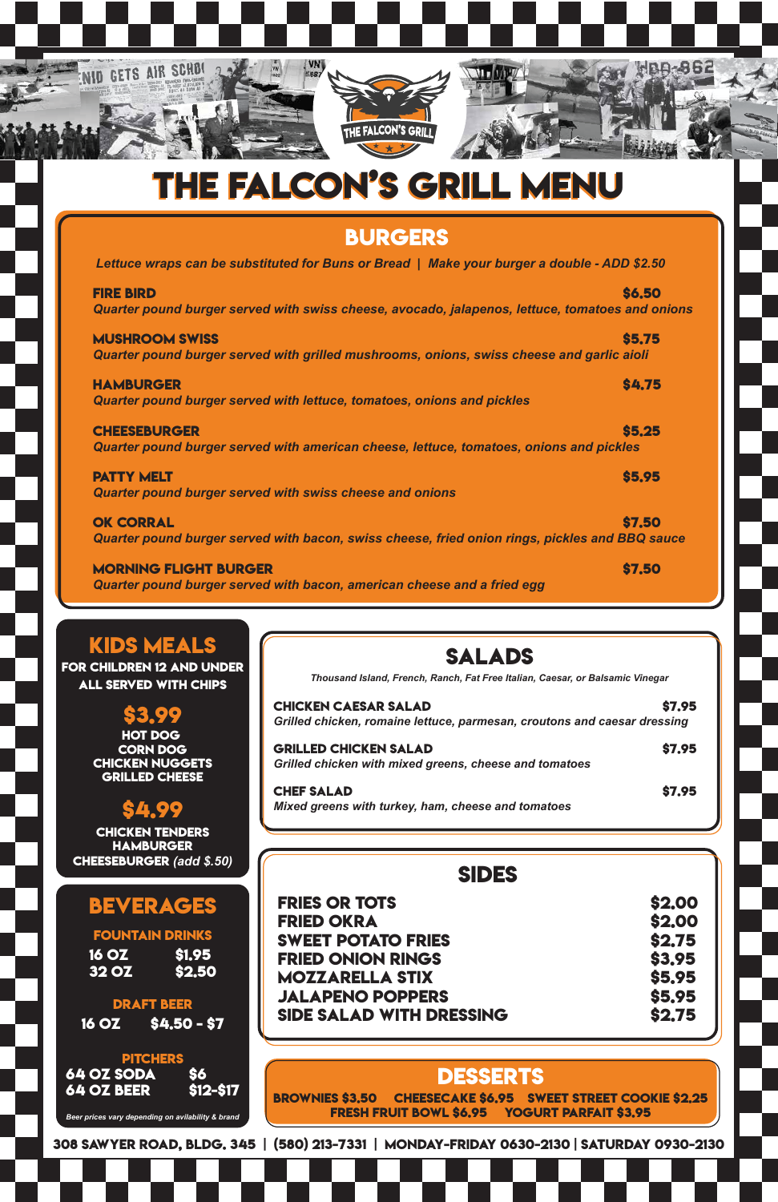# THE FALCON'S GRILL MENU

## BURGERS

*Lettuce wraps can be substituted for Buns or Bread | Make your burger a double - ADD $2.50*

**FIRE BIRD** $6.50
*Quarter pound burger served with swiss cheese, avocado, jalapenos, lettuce, tomatoes and onions*

**MUSHROOM SWISS** $5.75
*Quarter pound burger served with grilled mushrooms, onions, swiss cheese and garlic aioli*

**HAMBURGER** $4.75
*Quarter pound burger served with lettuce, tomatoes, onions and pickles*

**CHEESEBURGER** $5.25
*Quarter pound burger served with american cheese, lettuce, tomatoes, onions and pickles*

**PATTY MELT** $5.95
*Quarter pound burger served with swiss cheese and onions*

**OK CORRAL** $7.50
*Quarter pound burger served with bacon, swiss cheese, fried onion rings, pickles and BBQ sauce*

**MORNING FLIGHT BURGER** $7.50
*Quarter pound burger served with bacon, american cheese and a fried egg*

## KIDS MEALS

FOR CHILDREN 12 AND UNDER
ALL SERVED WITH CHIPS

### $3.99

HOT DOG
CORN DOG
CHICKEN NUGGETS
GRILLED CHEESE

### $4.99

CHICKEN TENDERS
HAMBURGER
CHEESEBURGER *(add $.50)*

## BEVERAGES

**FOUNTAIN DRINKS**

| | |
|---|---|
| 16 OZ | $1.95 |
| 32 OZ | $2.50 |

**DRAFT BEER**

| | |
|---|---|
| 16 OZ | $4.50 - $7 |

**PITCHERS**

| | |
|---|---|
| 64 OZ SODA | $6 |
| 64 OZ BEER | $12-$17 |

*Beer prices vary depending on avilability & brand*

## SALADS

*Thousand Island, French, Ranch, Fat Free Italian, Caesar, or Balsamic Vinegar*

**CHICKEN CAESAR SALAD** $7.95
*Grilled chicken, romaine lettuce, parmesan, croutons and caesar dressing*

**GRILLED CHICKEN SALAD** $7.95
*Grilled chicken with mixed greens, cheese and tomatoes*

**CHEF SALAD** $7.95
*Mixed greens with turkey, ham, cheese and tomatoes*

## SIDES

| | |
|---|---|
| FRIES OR TOTS | $2.00 |
| FRIED OKRA | $2.00 |
| SWEET POTATO FRIES | $2.75 |
| FRIED ONION RINGS | $3.95 |
| MOZZARELLA STIX | $5.95 |
| JALAPENO POPPERS | $5.95 |
| SIDE SALAD WITH DRESSING | $2.75 |

## DESSERTS

BROWNIES $3.50 CHEESECAKE $6.95 SWEET STREET COOKIE $2.25
FRESH FRUIT BOWL $6.95 YOGURT PARFAIT $3.95

308 SAWYER ROAD, BLDG. 345 | (580) 213-7331 | MONDAY-FRIDAY 0630-2130 | SATURDAY 0930-2130